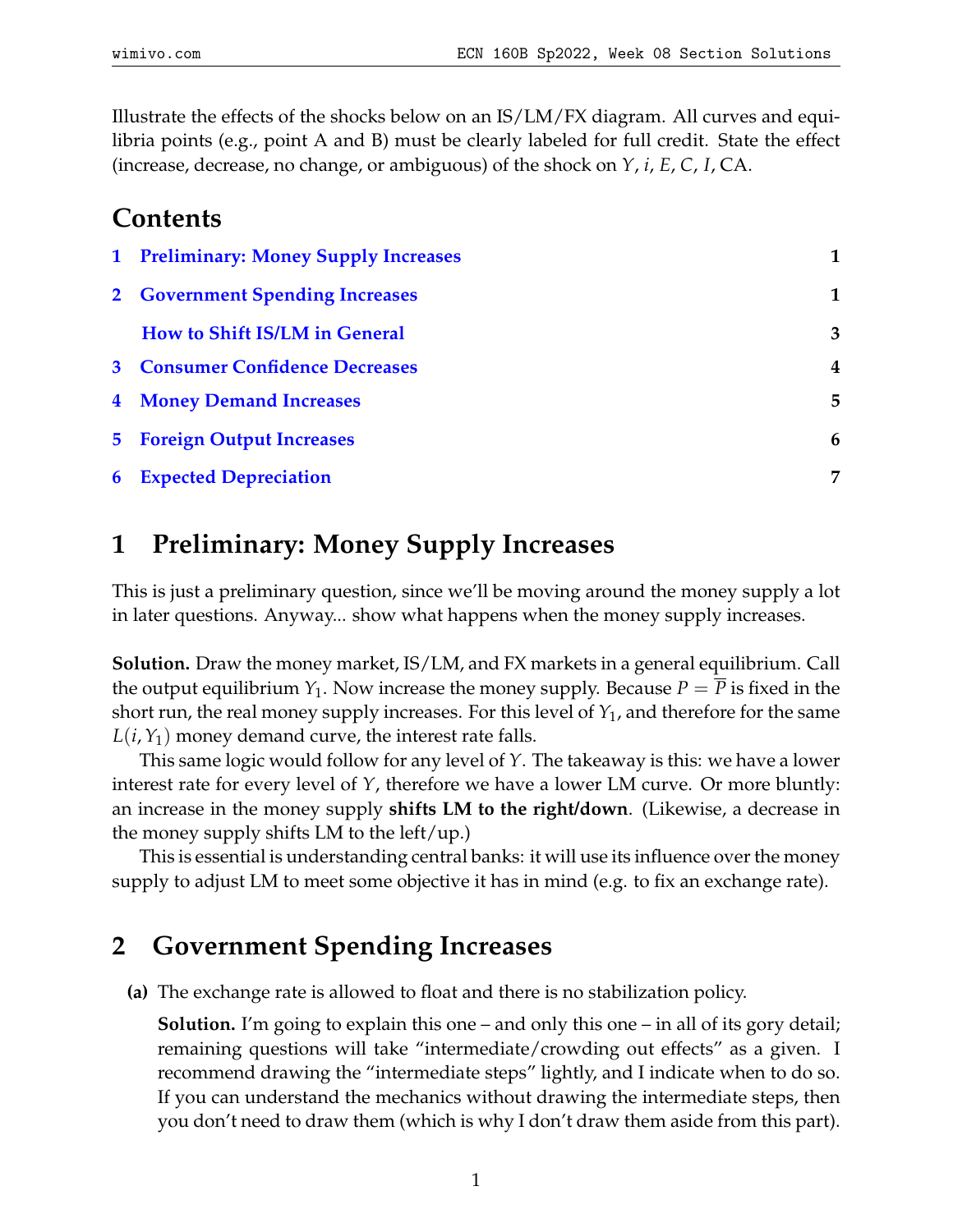Illustrate the effects of the shocks below on an IS/LM/FX diagram. All curves and equilibria points (e.g., point A and B) must be clearly labeled for full credit. State the effect (increase, decrease, no change, or ambiguous) of the shock on $Y$, $i$, $E$, $C$, $I$, CA.

## Contents

1 Preliminary: Money Supply Increases — 1

2 Government Spending Increases — 1

How to Shift IS/LM in General — 3

3 Consumer Confidence Decreases — 4

4 Money Demand Increases — 5

5 Foreign Output Increases — 6

6 Expected Depreciation — 7

## 1 Preliminary: Money Supply Increases

This is just a preliminary question, since we'll be moving around the money supply a lot in later questions. Anyway... show what happens when the money supply increases.

**Solution.** Draw the money market, IS/LM, and FX markets in a general equilibrium. Call the output equilibrium $Y_1$. Now increase the money supply. Because $P = \overline{P}$ is fixed in the short run, the real money supply increases. For this level of $Y_1$, and therefore for the same $L(i, Y_1)$ money demand curve, the interest rate falls.

This same logic would follow for any level of $Y$. The takeaway is this: we have a lower interest rate for every level of $Y$, therefore we have a lower LM curve. Or more bluntly: an increase in the money supply **shifts LM to the right/down**. (Likewise, a decrease in the money supply shifts LM to the left/up.)

This is essential is understanding central banks: it will use its influence over the money supply to adjust LM to meet some objective it has in mind (e.g. to fix an exchange rate).

## 2 Government Spending Increases

**(a)** The exchange rate is allowed to float and there is no stabilization policy.

**Solution.** I'm going to explain this one – and only this one – in all of its gory detail; remaining questions will take "intermediate/crowding out effects" as a given. I recommend drawing the "intermediate steps" lightly, and I indicate when to do so. If you can understand the mechanics without drawing the intermediate steps, then you don't need to draw them (which is why I don't draw them aside from this part).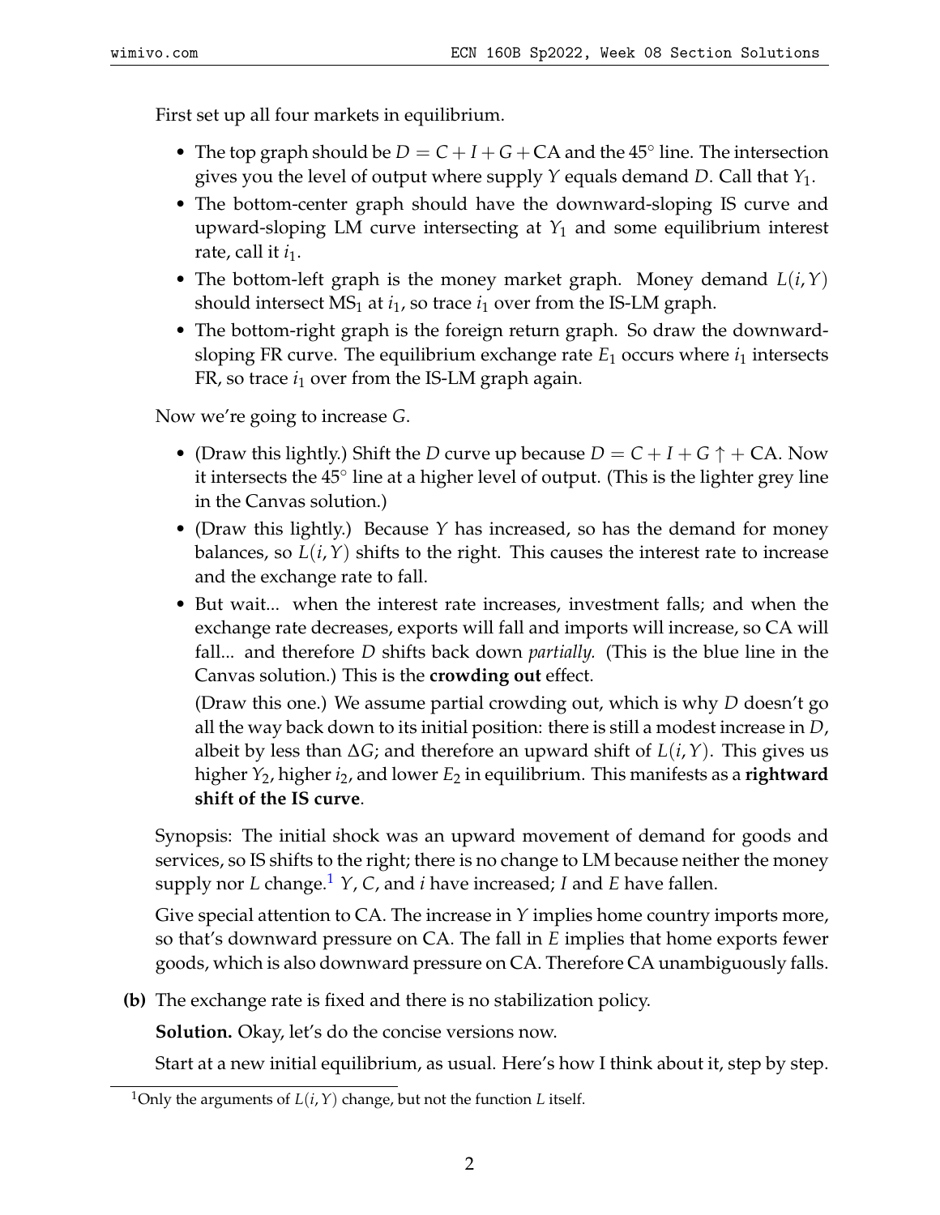First set up all four markets in equilibrium.

- The top graph should be $D = C + I + G + \text{CA}$ and the 45° line. The intersection gives you the level of output where supply $Y$ equals demand $D$. Call that $Y_1$.
- The bottom-center graph should have the downward-sloping IS curve and upward-sloping LM curve intersecting at $Y_1$ and some equilibrium interest rate, call it $i_1$.
- The bottom-left graph is the money market graph. Money demand $L(i, Y)$ should intersect $\text{MS}_1$ at $i_1$, so trace $i_1$ over from the IS-LM graph.
- The bottom-right graph is the foreign return graph. So draw the downward-sloping FR curve. The equilibrium exchange rate $E_1$ occurs where $i_1$ intersects FR, so trace $i_1$ over from the IS-LM graph again.

Now we're going to increase $G$.

- (Draw this lightly.) Shift the $D$ curve up because $D = C + I + G \uparrow + \text{CA}$. Now it intersects the 45° line at a higher level of output. (This is the lighter grey line in the Canvas solution.)
- (Draw this lightly.) Because $Y$ has increased, so has the demand for money balances, so $L(i, Y)$ shifts to the right. This causes the interest rate to increase and the exchange rate to fall.
- But wait... when the interest rate increases, investment falls; and when the exchange rate decreases, exports will fall and imports will increase, so CA will fall... and therefore $D$ shifts back down *partially.* (This is the blue line in the Canvas solution.) This is the **crowding out** effect.

  (Draw this one.) We assume partial crowding out, which is why $D$ doesn't go all the way back down to its initial position: there is still a modest increase in $D$, albeit by less than $\Delta G$; and therefore an upward shift of $L(i, Y)$. This gives us higher $Y_2$, higher $i_2$, and lower $E_2$ in equilibrium. This manifests as a **rightward shift of the IS curve**.

Synopsis: The initial shock was an upward movement of demand for goods and services, so IS shifts to the right; there is no change to LM because neither the money supply nor $L$ change.[1] $Y$, $C$, and $i$ have increased; $I$ and $E$ have fallen.

Give special attention to CA. The increase in $Y$ implies home country imports more, so that's downward pressure on CA. The fall in $E$ implies that home exports fewer goods, which is also downward pressure on CA. Therefore CA unambiguously falls.

**(b)** The exchange rate is fixed and there is no stabilization policy.

**Solution.** Okay, let's do the concise versions now.

Start at a new initial equilibrium, as usual. Here's how I think about it, step by step.

[1] Only the arguments of $L(i, Y)$ change, but not the function $L$ itself.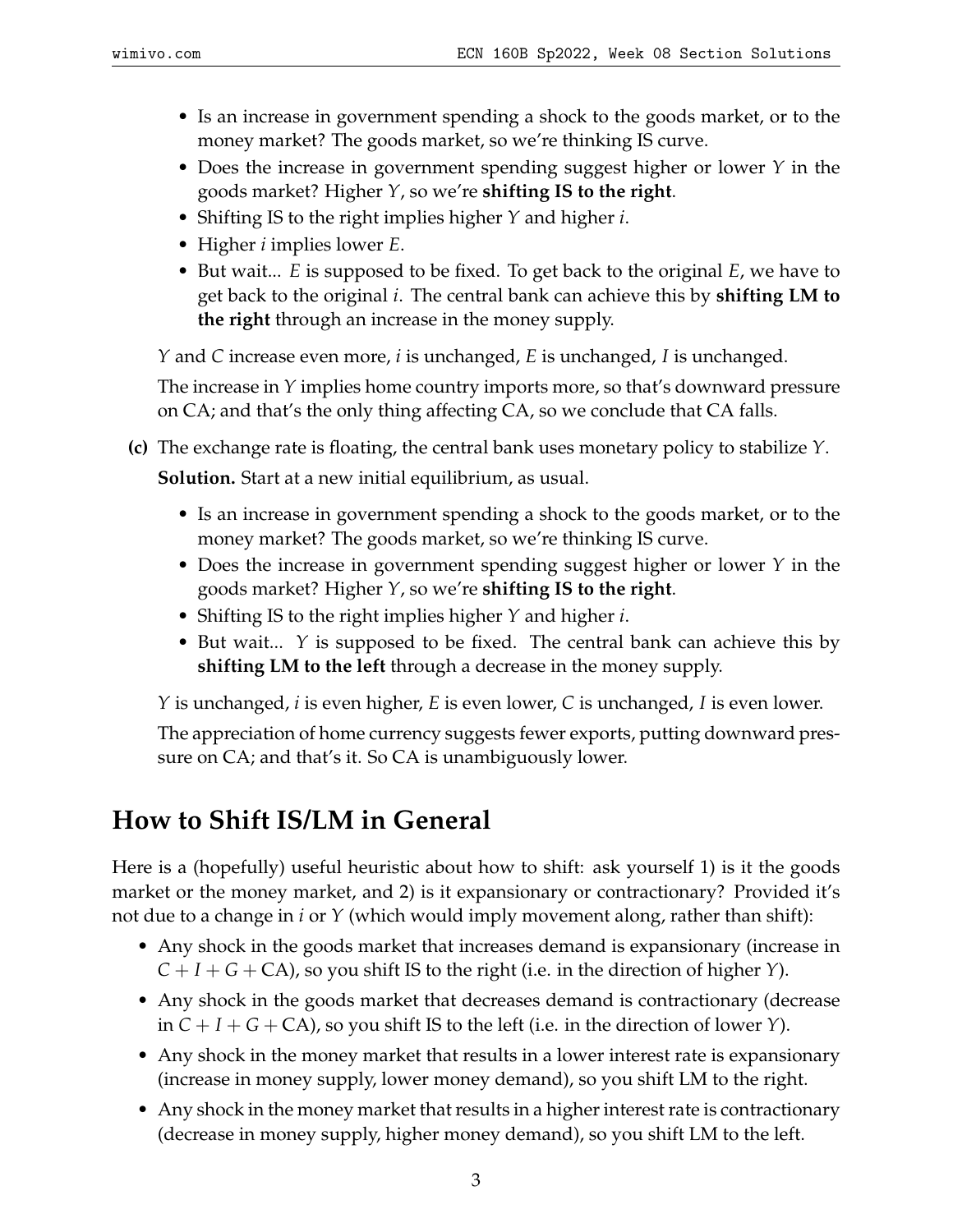- Is an increase in government spending a shock to the goods market, or to the money market? The goods market, so we're thinking IS curve.
- Does the increase in government spending suggest higher or lower $Y$ in the goods market? Higher $Y$, so we're **shifting IS to the right**.
- Shifting IS to the right implies higher $Y$ and higher $i$.
- Higher $i$ implies lower $E$.
- But wait... $E$ is supposed to be fixed. To get back to the original $E$, we have to get back to the original $i$. The central bank can achieve this by **shifting LM to the right** through an increase in the money supply.

$Y$ and $C$ increase even more, $i$ is unchanged, $E$ is unchanged, $I$ is unchanged.

The increase in $Y$ implies home country imports more, so that's downward pressure on CA; and that's the only thing affecting CA, so we conclude that CA falls.

**(c)** The exchange rate is floating, the central bank uses monetary policy to stabilize $Y$.

**Solution.** Start at a new initial equilibrium, as usual.

- Is an increase in government spending a shock to the goods market, or to the money market? The goods market, so we're thinking IS curve.
- Does the increase in government spending suggest higher or lower $Y$ in the goods market? Higher $Y$, so we're **shifting IS to the right**.
- Shifting IS to the right implies higher $Y$ and higher $i$.
- But wait... $Y$ is supposed to be fixed. The central bank can achieve this by **shifting LM to the left** through a decrease in the money supply.

$Y$ is unchanged, $i$ is even higher, $E$ is even lower, $C$ is unchanged, $I$ is even lower.

The appreciation of home currency suggests fewer exports, putting downward pressure on CA; and that's it. So CA is unambiguously lower.

## How to Shift IS/LM in General

Here is a (hopefully) useful heuristic about how to shift: ask yourself 1) is it the goods market or the money market, and 2) is it expansionary or contractionary? Provided it's not due to a change in $i$ or $Y$ (which would imply movement along, rather than shift):

- Any shock in the goods market that increases demand is expansionary (increase in $C + I + G + \text{CA}$), so you shift IS to the right (i.e. in the direction of higher $Y$).
- Any shock in the goods market that decreases demand is contractionary (decrease in $C + I + G + \text{CA}$), so you shift IS to the left (i.e. in the direction of lower $Y$).
- Any shock in the money market that results in a lower interest rate is expansionary (increase in money supply, lower money demand), so you shift LM to the right.
- Any shock in the money market that results in a higher interest rate is contractionary (decrease in money supply, higher money demand), so you shift LM to the left.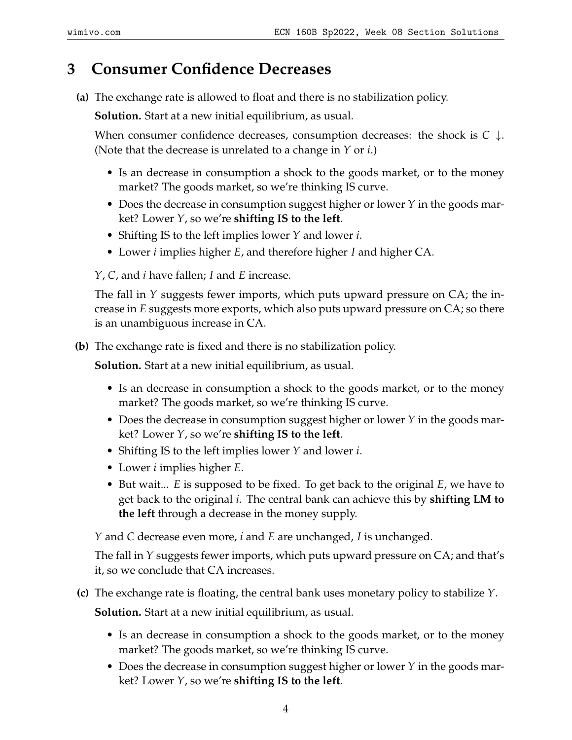# 3 Consumer Confidence Decreases

**(a)** The exchange rate is allowed to float and there is no stabilization policy.

**Solution.** Start at a new initial equilibrium, as usual.

When consumer confidence decreases, consumption decreases: the shock is $C \downarrow$. (Note that the decrease is unrelated to a change in $Y$ or $i$.)

- Is an decrease in consumption a shock to the goods market, or to the money market? The goods market, so we're thinking IS curve.
- Does the decrease in consumption suggest higher or lower $Y$ in the goods market? Lower $Y$, so we're **shifting IS to the left**.
- Shifting IS to the left implies lower $Y$ and lower $i$.
- Lower $i$ implies higher $E$, and therefore higher $I$ and higher CA.

$Y$, $C$, and $i$ have fallen; $I$ and $E$ increase.

The fall in $Y$ suggests fewer imports, which puts upward pressure on CA; the increase in $E$ suggests more exports, which also puts upward pressure on CA; so there is an unambiguous increase in CA.

**(b)** The exchange rate is fixed and there is no stabilization policy.

**Solution.** Start at a new initial equilibrium, as usual.

- Is an decrease in consumption a shock to the goods market, or to the money market? The goods market, so we're thinking IS curve.
- Does the decrease in consumption suggest higher or lower $Y$ in the goods market? Lower $Y$, so we're **shifting IS to the left**.
- Shifting IS to the left implies lower $Y$ and lower $i$.
- Lower $i$ implies higher $E$.
- But wait... $E$ is supposed to be fixed. To get back to the original $E$, we have to get back to the original $i$. The central bank can achieve this by **shifting LM to the left** through a decrease in the money supply.

$Y$ and $C$ decrease even more, $i$ and $E$ are unchanged, $I$ is unchanged.

The fall in $Y$ suggests fewer imports, which puts upward pressure on CA; and that's it, so we conclude that CA increases.

**(c)** The exchange rate is floating, the central bank uses monetary policy to stabilize $Y$.

**Solution.** Start at a new initial equilibrium, as usual.

- Is an decrease in consumption a shock to the goods market, or to the money market? The goods market, so we're thinking IS curve.
- Does the decrease in consumption suggest higher or lower $Y$ in the goods market? Lower $Y$, so we're **shifting IS to the left**.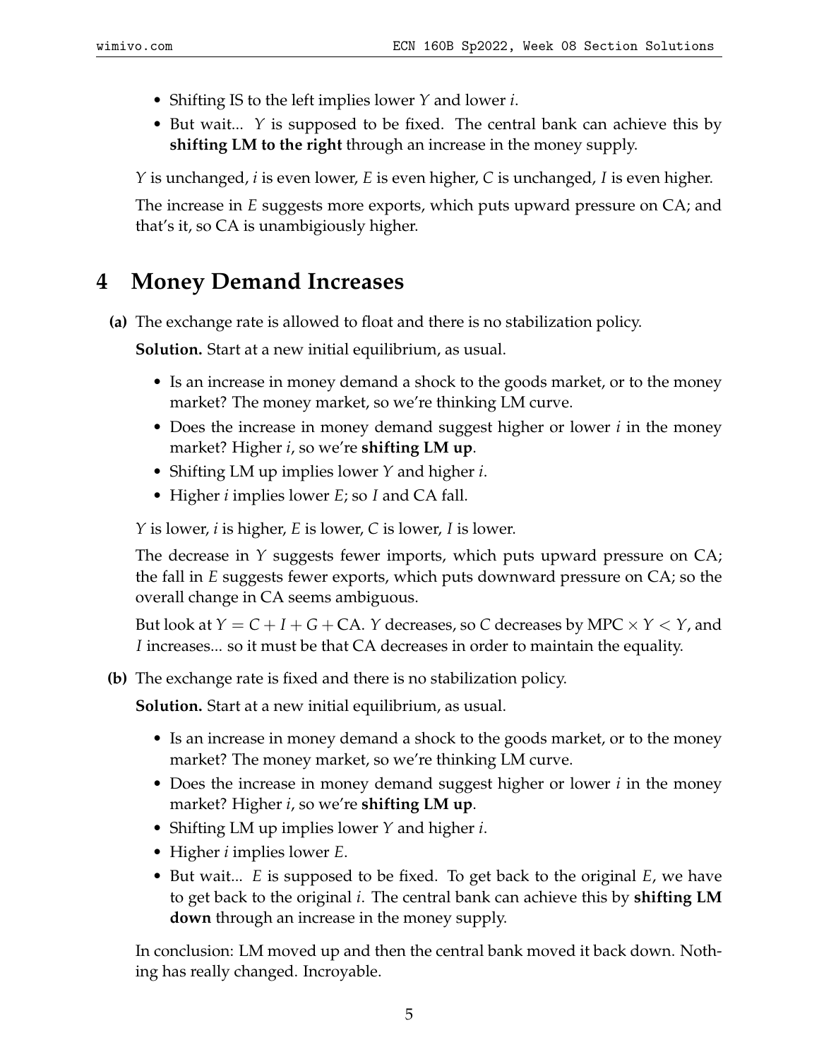- Shifting IS to the left implies lower $Y$ and lower $i$.
- But wait... $Y$ is supposed to be fixed. The central bank can achieve this by **shifting LM to the right** through an increase in the money supply.

$Y$ is unchanged, $i$ is even lower, $E$ is even higher, $C$ is unchanged, $I$ is even higher.

The increase in $E$ suggests more exports, which puts upward pressure on CA; and that's it, so CA is unambigiously higher.

# 4 Money Demand Increases

**(a)** The exchange rate is allowed to float and there is no stabilization policy.

**Solution.** Start at a new initial equilibrium, as usual.

- Is an increase in money demand a shock to the goods market, or to the money market? The money market, so we're thinking LM curve.
- Does the increase in money demand suggest higher or lower $i$ in the money market? Higher $i$, so we're **shifting LM up**.
- Shifting LM up implies lower $Y$ and higher $i$.
- Higher $i$ implies lower $E$; so $I$ and CA fall.

$Y$ is lower, $i$ is higher, $E$ is lower, $C$ is lower, $I$ is lower.

The decrease in $Y$ suggests fewer imports, which puts upward pressure on CA; the fall in $E$ suggests fewer exports, which puts downward pressure on CA; so the overall change in CA seems ambiguous.

But look at $Y = C + I + G + \text{CA}$. $Y$ decreases, so $C$ decreases by $\text{MPC} \times Y < Y$, and $I$ increases... so it must be that CA decreases in order to maintain the equality.

**(b)** The exchange rate is fixed and there is no stabilization policy.

**Solution.** Start at a new initial equilibrium, as usual.

- Is an increase in money demand a shock to the goods market, or to the money market? The money market, so we're thinking LM curve.
- Does the increase in money demand suggest higher or lower $i$ in the money market? Higher $i$, so we're **shifting LM up**.
- Shifting LM up implies lower $Y$ and higher $i$.
- Higher $i$ implies lower $E$.
- But wait... $E$ is supposed to be fixed. To get back to the original $E$, we have to get back to the original $i$. The central bank can achieve this by **shifting LM down** through an increase in the money supply.

In conclusion: LM moved up and then the central bank moved it back down. Nothing has really changed. Incroyable.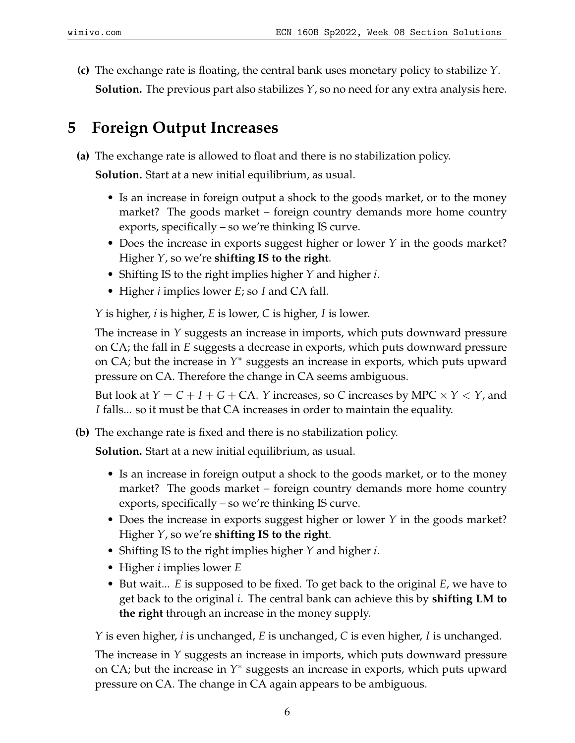**(c)** The exchange rate is floating, the central bank uses monetary policy to stabilize $Y$.

**Solution.** The previous part also stabilizes $Y$, so no need for any extra analysis here.

# 5 Foreign Output Increases

**(a)** The exchange rate is allowed to float and there is no stabilization policy.

**Solution.** Start at a new initial equilibrium, as usual.

- Is an increase in foreign output a shock to the goods market, or to the money market? The goods market – foreign country demands more home country exports, specifically – so we're thinking IS curve.
- Does the increase in exports suggest higher or lower $Y$ in the goods market? Higher $Y$, so we're **shifting IS to the right**.
- Shifting IS to the right implies higher $Y$ and higher $i$.
- Higher $i$ implies lower $E$; so $I$ and CA fall.

$Y$ is higher, $i$ is higher, $E$ is lower, $C$ is higher, $I$ is lower.

The increase in $Y$ suggests an increase in imports, which puts downward pressure on CA; the fall in $E$ suggests a decrease in exports, which puts downward pressure on CA; but the increase in $Y^*$ suggests an increase in exports, which puts upward pressure on CA. Therefore the change in CA seems ambiguous.

But look at $Y = C + I + G + \text{CA}$. $Y$ increases, so $C$ increases by $\text{MPC} \times Y < Y$, and $I$ falls... so it must be that CA increases in order to maintain the equality.

**(b)** The exchange rate is fixed and there is no stabilization policy.

**Solution.** Start at a new initial equilibrium, as usual.

- Is an increase in foreign output a shock to the goods market, or to the money market? The goods market – foreign country demands more home country exports, specifically – so we're thinking IS curve.
- Does the increase in exports suggest higher or lower $Y$ in the goods market? Higher $Y$, so we're **shifting IS to the right**.
- Shifting IS to the right implies higher $Y$ and higher $i$.
- Higher $i$ implies lower $E$
- But wait... $E$ is supposed to be fixed. To get back to the original $E$, we have to get back to the original $i$. The central bank can achieve this by **shifting LM to the right** through an increase in the money supply.

$Y$ is even higher, $i$ is unchanged, $E$ is unchanged, $C$ is even higher, $I$ is unchanged.

The increase in $Y$ suggests an increase in imports, which puts downward pressure on CA; but the increase in $Y^*$ suggests an increase in exports, which puts upward pressure on CA. The change in CA again appears to be ambiguous.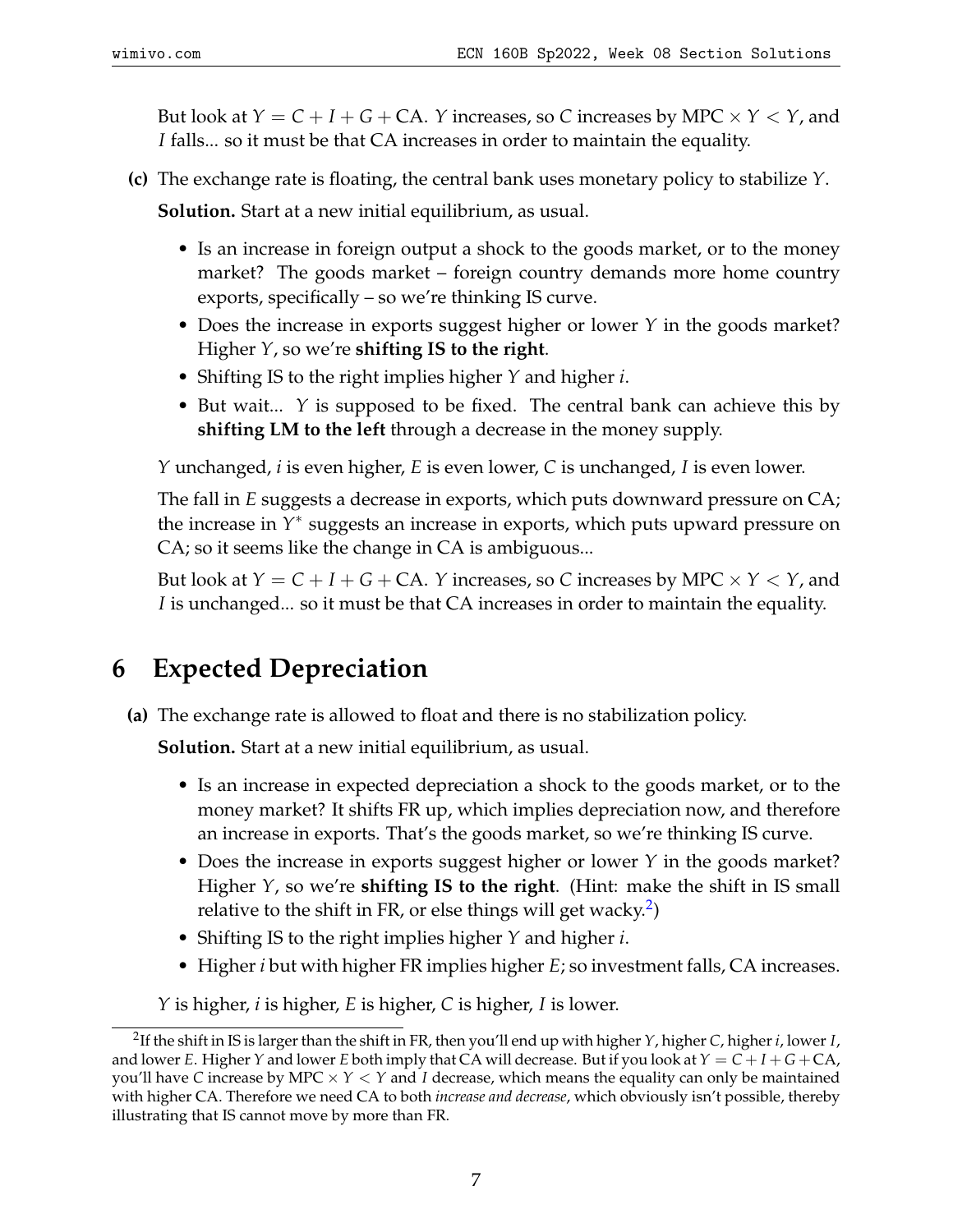But look at $Y = C + I + G + \text{CA}$. $Y$ increases, so $C$ increases by $\text{MPC} \times Y < Y$, and $I$ falls... so it must be that CA increases in order to maintain the equality.

**(c)** The exchange rate is floating, the central bank uses monetary policy to stabilize $Y$.

**Solution.** Start at a new initial equilibrium, as usual.

- Is an increase in foreign output a shock to the goods market, or to the money market? The goods market – foreign country demands more home country exports, specifically – so we're thinking IS curve.
- Does the increase in exports suggest higher or lower $Y$ in the goods market? Higher $Y$, so we're **shifting IS to the right**.
- Shifting IS to the right implies higher $Y$ and higher $i$.
- But wait... $Y$ is supposed to be fixed. The central bank can achieve this by **shifting LM to the left** through a decrease in the money supply.

$Y$ unchanged, $i$ is even higher, $E$ is even lower, $C$ is unchanged, $I$ is even lower.

The fall in $E$ suggests a decrease in exports, which puts downward pressure on CA; the increase in $Y^*$ suggests an increase in exports, which puts upward pressure on CA; so it seems like the change in CA is ambiguous...

But look at $Y = C + I + G + \text{CA}$. $Y$ increases, so $C$ increases by $\text{MPC} \times Y < Y$, and $I$ is unchanged... so it must be that CA increases in order to maintain the equality.

# 6 Expected Depreciation

**(a)** The exchange rate is allowed to float and there is no stabilization policy.

**Solution.** Start at a new initial equilibrium, as usual.

- Is an increase in expected depreciation a shock to the goods market, or to the money market? It shifts FR up, which implies depreciation now, and therefore an increase in exports. That's the goods market, so we're thinking IS curve.
- Does the increase in exports suggest higher or lower $Y$ in the goods market? Higher $Y$, so we're **shifting IS to the right**. (Hint: make the shift in IS small relative to the shift in FR, or else things will get wacky.[2])
- Shifting IS to the right implies higher $Y$ and higher $i$.
- Higher $i$ but with higher FR implies higher $E$; so investment falls, CA increases.

$Y$ is higher, $i$ is higher, $E$ is higher, $C$ is higher, $I$ is lower.

[2] If the shift in IS is larger than the shift in FR, then you'll end up with higher $Y$, higher $C$, higher $i$, lower $I$, and lower $E$. Higher $Y$ and lower $E$ both imply that CA will decrease. But if you look at $Y = C + I + G + \text{CA}$, you'll have $C$ increase by $\text{MPC} \times Y < Y$ and $I$ decrease, which means the equality can only be maintained with higher CA. Therefore we need CA to both *increase and decrease*, which obviously isn't possible, thereby illustrating that IS cannot move by more than FR.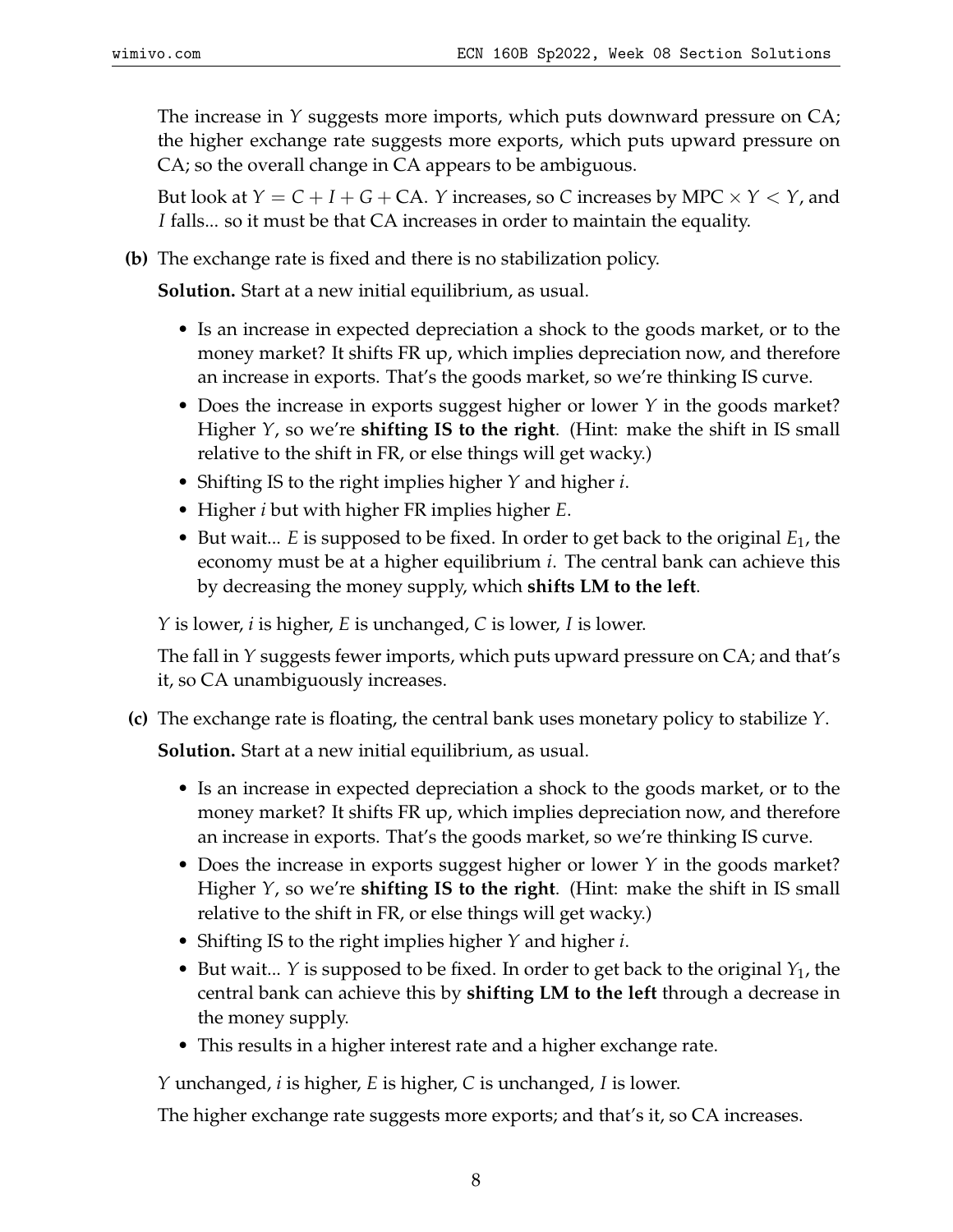The increase in $Y$ suggests more imports, which puts downward pressure on CA; the higher exchange rate suggests more exports, which puts upward pressure on CA; so the overall change in CA appears to be ambiguous.

But look at $Y = C + I + G + \text{CA}$. $Y$ increases, so $C$ increases by $\text{MPC} \times Y < Y$, and $I$ falls... so it must be that CA increases in order to maintain the equality.

**(b)** The exchange rate is fixed and there is no stabilization policy.

**Solution.** Start at a new initial equilibrium, as usual.

- Is an increase in expected depreciation a shock to the goods market, or to the money market? It shifts FR up, which implies depreciation now, and therefore an increase in exports. That's the goods market, so we're thinking IS curve.
- Does the increase in exports suggest higher or lower $Y$ in the goods market? Higher $Y$, so we're **shifting IS to the right**. (Hint: make the shift in IS small relative to the shift in FR, or else things will get wacky.)
- Shifting IS to the right implies higher $Y$ and higher $i$.
- Higher $i$ but with higher FR implies higher $E$.
- But wait... $E$ is supposed to be fixed. In order to get back to the original $E_1$, the economy must be at a higher equilibrium $i$. The central bank can achieve this by decreasing the money supply, which **shifts LM to the left**.

$Y$ is lower, $i$ is higher, $E$ is unchanged, $C$ is lower, $I$ is lower.

The fall in $Y$ suggests fewer imports, which puts upward pressure on CA; and that's it, so CA unambiguously increases.

**(c)** The exchange rate is floating, the central bank uses monetary policy to stabilize $Y$.

**Solution.** Start at a new initial equilibrium, as usual.

- Is an increase in expected depreciation a shock to the goods market, or to the money market? It shifts FR up, which implies depreciation now, and therefore an increase in exports. That's the goods market, so we're thinking IS curve.
- Does the increase in exports suggest higher or lower $Y$ in the goods market? Higher $Y$, so we're **shifting IS to the right**. (Hint: make the shift in IS small relative to the shift in FR, or else things will get wacky.)
- Shifting IS to the right implies higher $Y$ and higher $i$.
- But wait... $Y$ is supposed to be fixed. In order to get back to the original $Y_1$, the central bank can achieve this by **shifting LM to the left** through a decrease in the money supply.
- This results in a higher interest rate and a higher exchange rate.

$Y$ unchanged, $i$ is higher, $E$ is higher, $C$ is unchanged, $I$ is lower.

The higher exchange rate suggests more exports; and that's it, so CA increases.